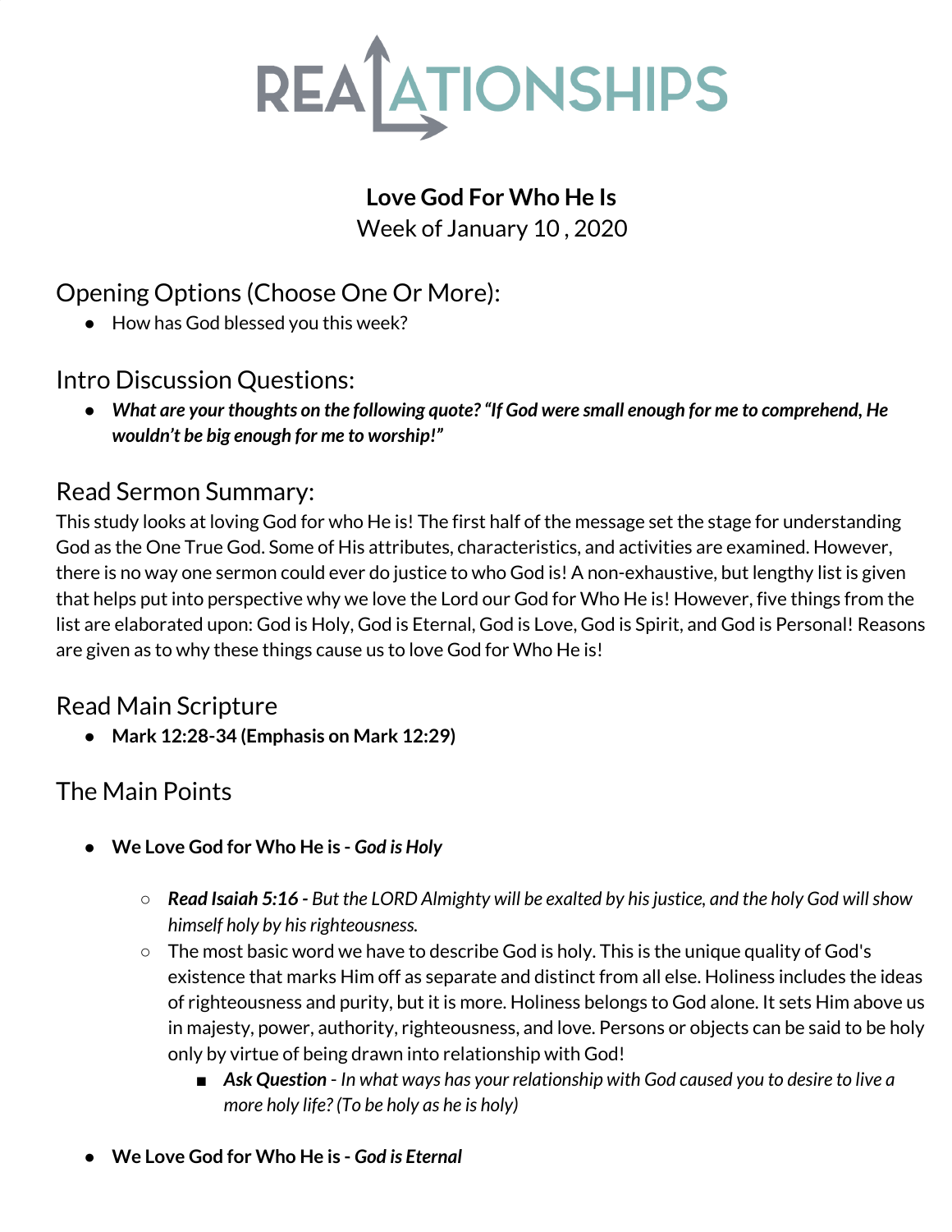# REALATIONSHIPS

**Love God For Who He Is**

Week of January 10 , 2020

## Opening Options (Choose One Or More):

- How has God blessed you this week?

## Intro Discussion Questions:

- ***What are your thoughts on the following quote? "If God were small enough for me to comprehend, He wouldn't be big enough for me to worship!"***

## Read Sermon Summary:

This study looks at loving God for who He is! The first half of the message set the stage for understanding God as the One True God. Some of His attributes, characteristics, and activities are examined. However, there is no way one sermon could ever do justice to who God is! A non-exhaustive, but lengthy list is given that helps put into perspective why we love the Lord our God for Who He is! However, five things from the list are elaborated upon: God is Holy, God is Eternal, God is Love, God is Spirit, and God is Personal! Reasons are given as to why these things cause us to love God for Who He is!

## Read Main Scripture

- **Mark 12:28-34 (Emphasis on Mark 12:29)**

## The Main Points

- **We Love God for Who He is -** ***God is Holy***
  - ***Read Isaiah 5:16 -*** *But the LORD Almighty will be exalted by his justice, and the holy God will show himself holy by his righteousness.*
  - The most basic word we have to describe God is holy. This is the unique quality of God's existence that marks Him off as separate and distinct from all else. Holiness includes the ideas of righteousness and purity, but it is more. Holiness belongs to God alone. It sets Him above us in majesty, power, authority, righteousness, and love. Persons or objects can be said to be holy only by virtue of being drawn into relationship with God!
    - ***Ask Question*** *- In what ways has your relationship with God caused you to desire to live a more holy life? (To be holy as he is holy)*

- **We Love God for Who He is -** ***God is Eternal***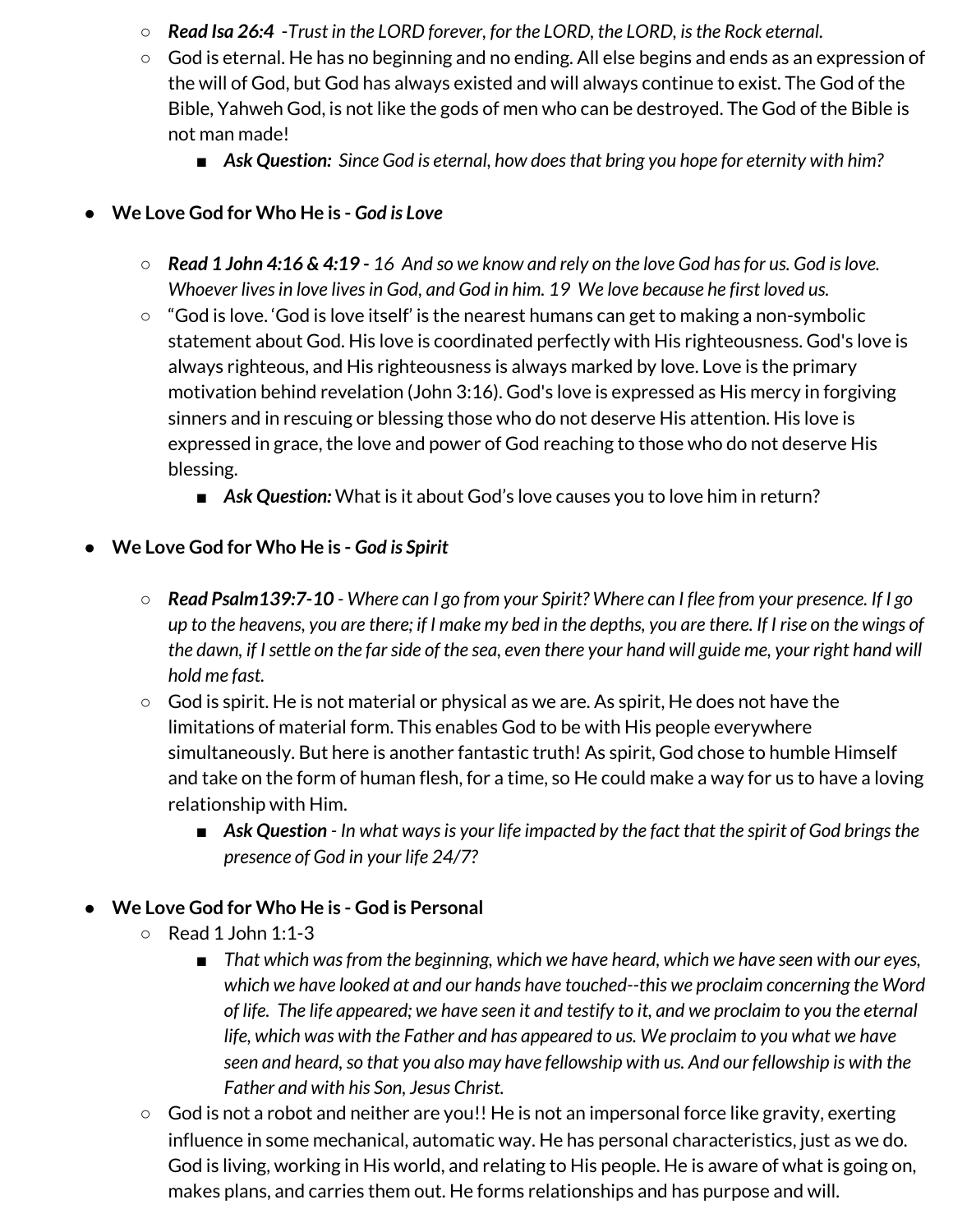- ***Read Isa 26:4*** *-Trust in the LORD forever, for the LORD, the LORD, is the Rock eternal.*
    - God is eternal. He has no beginning and no ending. All else begins and ends as an expression of the will of God, but God has always existed and will always continue to exist. The God of the Bible, Yahweh God, is not like the gods of men who can be destroyed. The God of the Bible is not man made!
        - ***Ask Question:*** *Since God is eternal, how does that bring you hope for eternity with him?*

- **We Love God for Who He is -** ***God is Love***

    - ***Read 1 John 4:16 & 4:19 -*** *16 And so we know and rely on the love God has for us. God is love. Whoever lives in love lives in God, and God in him. 19 We love because he first loved us.*
    - "God is love. 'God is love itself' is the nearest humans can get to making a non-symbolic statement about God. His love is coordinated perfectly with His righteousness. God's love is always righteous, and His righteousness is always marked by love. Love is the primary motivation behind revelation (John 3:16). God's love is expressed as His mercy in forgiving sinners and in rescuing or blessing those who do not deserve His attention. His love is expressed in grace, the love and power of God reaching to those who do not deserve His blessing.
        - ***Ask Question:*** What is it about God's love causes you to love him in return?

- **We Love God for Who He is -** ***God is Spirit***

    - ***Read Psalm139:7-10*** *- Where can I go from your Spirit? Where can I flee from your presence. If I go up to the heavens, you are there; if I make my bed in the depths, you are there. If I rise on the wings of the dawn, if I settle on the far side of the sea, even there your hand will guide me, your right hand will hold me fast.*
    - God is spirit. He is not material or physical as we are. As spirit, He does not have the limitations of material form. This enables God to be with His people everywhere simultaneously. But here is another fantastic truth! As spirit, God chose to humble Himself and take on the form of human flesh, for a time, so He could make a way for us to have a loving relationship with Him.
        - ***Ask Question*** *- In what ways is your life impacted by the fact that the spirit of God brings the presence of God in your life 24/7?*

- **We Love God for Who He is - God is Personal**
    - Read 1 John 1:1-3
        - *That which was from the beginning, which we have heard, which we have seen with our eyes, which we have looked at and our hands have touched--this we proclaim concerning the Word of life. The life appeared; we have seen it and testify to it, and we proclaim to you the eternal life, which was with the Father and has appeared to us. We proclaim to you what we have seen and heard, so that you also may have fellowship with us. And our fellowship is with the Father and with his Son, Jesus Christ.*
    - God is not a robot and neither are you!! He is not an impersonal force like gravity, exerting influence in some mechanical, automatic way. He has personal characteristics, just as we do. God is living, working in His world, and relating to His people. He is aware of what is going on, makes plans, and carries them out. He forms relationships and has purpose and will.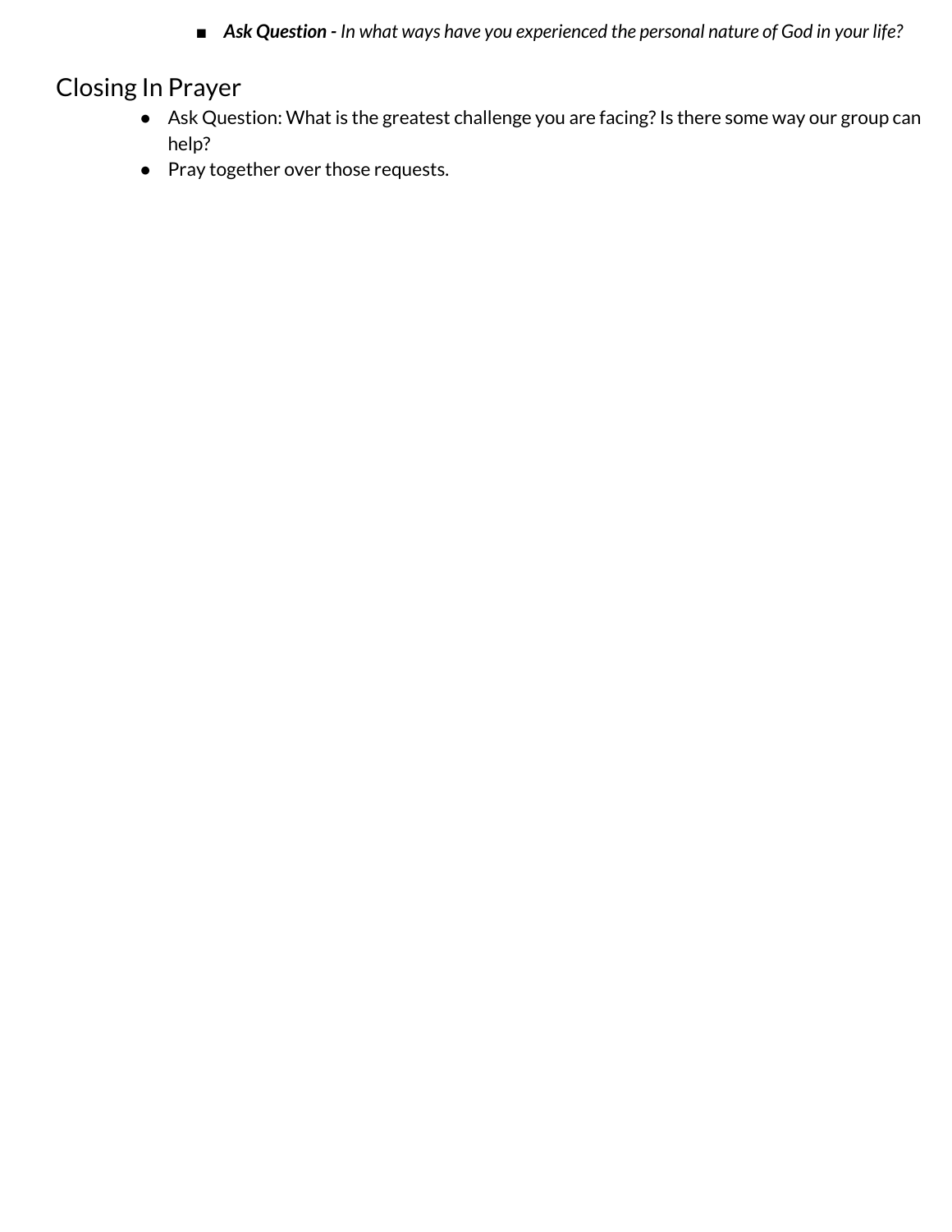- ***Ask Question -*** *In what ways have you experienced the personal nature of God in your life?*

## Closing In Prayer

- Ask Question: What is the greatest challenge you are facing? Is there some way our group can help?
- Pray together over those requests.